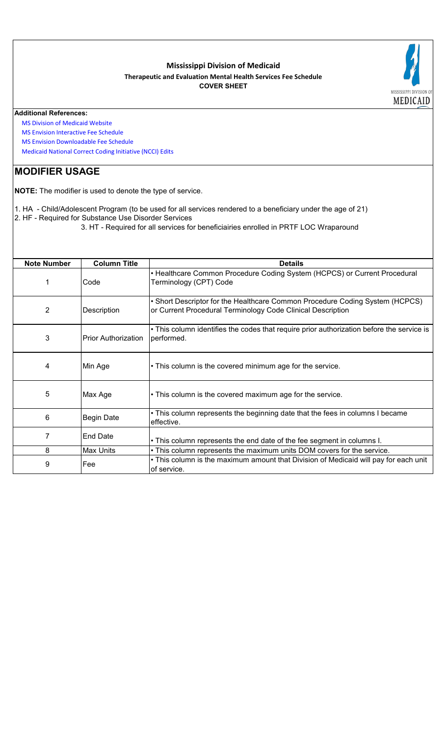**Mississippi Division of Medicaid**

**Therapeutic and Evaluation Mental Health Services Fee Schedule**

**COVER SHEET**

**Additional References:**

MS Division of Medicaid Website

MS Envision Interactive Fee Schedule

MS Envision Downloadable Fee Schedule

Medicaid National Correct Coding Initiative (NCCI) Edits

## MODIFIER USAGE

**NOTE:** The modifier is used to denote the type of service.

1. HA - Child/Adolescent Program (to be used for all services rendered to a beneficiary under the age of 21)
2. HF - Required for Substance Use Disorder Services
3. HT - Required for all services for beneficiairies enrolled in PRTF LOC Wraparound

| Note Number | Column Title | Details |
|---|---|---|
| 1 | Code | • Healthcare Common Procedure Coding System (HCPCS) or Current Procedural Terminology (CPT) Code |
| 2 | Description | • Short Descriptor for the Healthcare Common Procedure Coding System (HCPCS) or Current Procedural Terminology Code Clinical Description |
| 3 | Prior Authorization | • This column identifies the codes that require prior authorization before the service is performed. |
| 4 | Min Age | • This column is the covered minimum age for the service. |
| 5 | Max Age | • This column is the covered maximum age for the service. |
| 6 | Begin Date | • This column represents the beginning date that the fees in columns I became effective. |
| 7 | End Date | • This column represents the end date of the fee segment in columns I. |
| 8 | Max Units | • This column represents the maximum units DOM covers for the service. |
| 9 | Fee | • This column is the maximum amount that Division of Medicaid will pay for each unit of service. |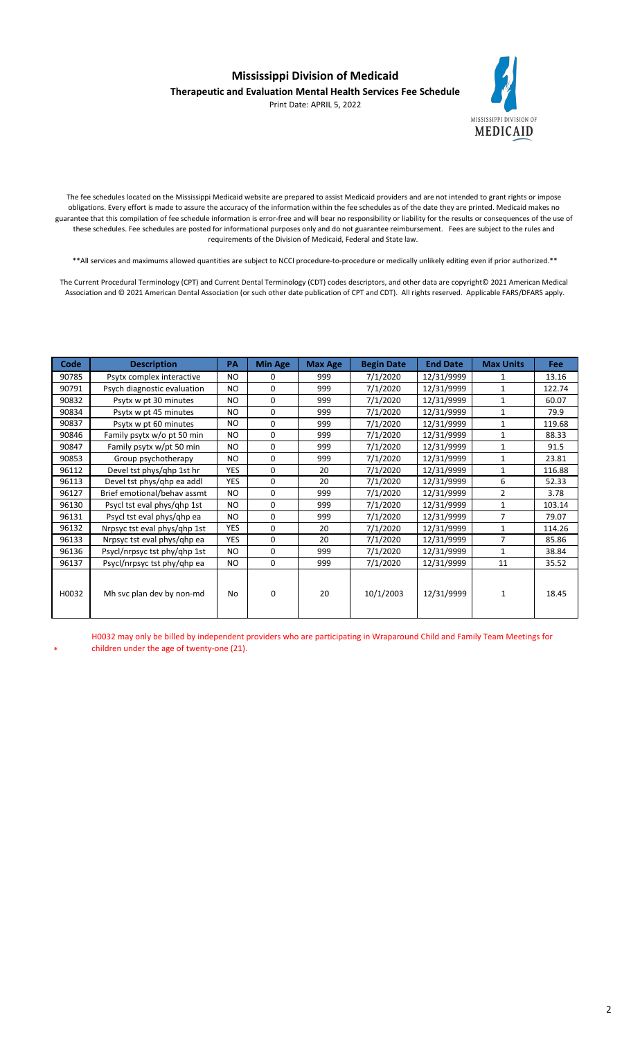# Mississippi Division of Medicaid

## Therapeutic and Evaluation Mental Health Services Fee Schedule

Print Date: APRIL 5, 2022

MISSISSIPPI DIVISION OF MEDICAID

The fee schedules located on the Mississippi Medicaid website are prepared to assist Medicaid providers and are not intended to grant rights or impose obligations. Every effort is made to assure the accuracy of the information within the fee schedules as of the date they are printed. Medicaid makes no guarantee that this compilation of fee schedule information is error-free and will bear no responsibility or liability for the results or consequences of the use of these schedules. Fee schedules are posted for informational purposes only and do not guarantee reimbursement. Fees are subject to the rules and requirements of the Division of Medicaid, Federal and State law.

**All services and maximums allowed quantities are subject to NCCI procedure-to-procedure or medically unlikely editing even if prior authorized.**

The Current Procedural Terminology (CPT) and Current Dental Terminology (CDT) codes descriptors, and other data are copyright© 2021 American Medical Association and © 2021 American Dental Association (or such other date publication of CPT and CDT). All rights reserved. Applicable FARS/DFARS apply.

| Code | Description | PA | Min Age | Max Age | Begin Date | End Date | Max Units | Fee |
|---|---|---|---|---|---|---|---|---|
| 90785 | Psytx complex interactive | NO | 0 | 999 | 7/1/2020 | 12/31/9999 | 1 | 13.16 |
| 90791 | Psych diagnostic evaluation | NO | 0 | 999 | 7/1/2020 | 12/31/9999 | 1 | 122.74 |
| 90832 | Psytx w pt 30 minutes | NO | 0 | 999 | 7/1/2020 | 12/31/9999 | 1 | 60.07 |
| 90834 | Psytx w pt 45 minutes | NO | 0 | 999 | 7/1/2020 | 12/31/9999 | 1 | 79.9 |
| 90837 | Psytx w pt 60 minutes | NO | 0 | 999 | 7/1/2020 | 12/31/9999 | 1 | 119.68 |
| 90846 | Family psytx w/o pt 50 min | NO | 0 | 999 | 7/1/2020 | 12/31/9999 | 1 | 88.33 |
| 90847 | Family psytx w/pt 50 min | NO | 0 | 999 | 7/1/2020 | 12/31/9999 | 1 | 91.5 |
| 90853 | Group psychotherapy | NO | 0 | 999 | 7/1/2020 | 12/31/9999 | 1 | 23.81 |
| 96112 | Devel tst phys/qhp 1st hr | YES | 0 | 20 | 7/1/2020 | 12/31/9999 | 1 | 116.88 |
| 96113 | Devel tst phys/qhp ea addl | YES | 0 | 20 | 7/1/2020 | 12/31/9999 | 6 | 52.33 |
| 96127 | Brief emotional/behav assmt | NO | 0 | 999 | 7/1/2020 | 12/31/9999 | 2 | 3.78 |
| 96130 | Psycl tst eval phys/qhp 1st | NO | 0 | 999 | 7/1/2020 | 12/31/9999 | 1 | 103.14 |
| 96131 | Psycl tst eval phys/qhp ea | NO | 0 | 999 | 7/1/2020 | 12/31/9999 | 7 | 79.07 |
| 96132 | Nrpsyc tst eval phys/qhp 1st | YES | 0 | 20 | 7/1/2020 | 12/31/9999 | 1 | 114.26 |
| 96133 | Nrpsyc tst eval phys/qhp ea | YES | 0 | 20 | 7/1/2020 | 12/31/9999 | 7 | 85.86 |
| 96136 | Psycl/nrpsyc tst phy/qhp 1st | NO | 0 | 999 | 7/1/2020 | 12/31/9999 | 1 | 38.84 |
| 96137 | Psycl/nrpsyc tst phy/qhp ea | NO | 0 | 999 | 7/1/2020 | 12/31/9999 | 11 | 35.52 |
| H0032 | Mh svc plan dev by non-md | No | 0 | 20 | 10/1/2003 | 12/31/9999 | 1 | 18.45 |

* H0032 may only be billed by independent providers who are participating in Wraparound Child and Family Team Meetings for children under the age of twenty-one (21).